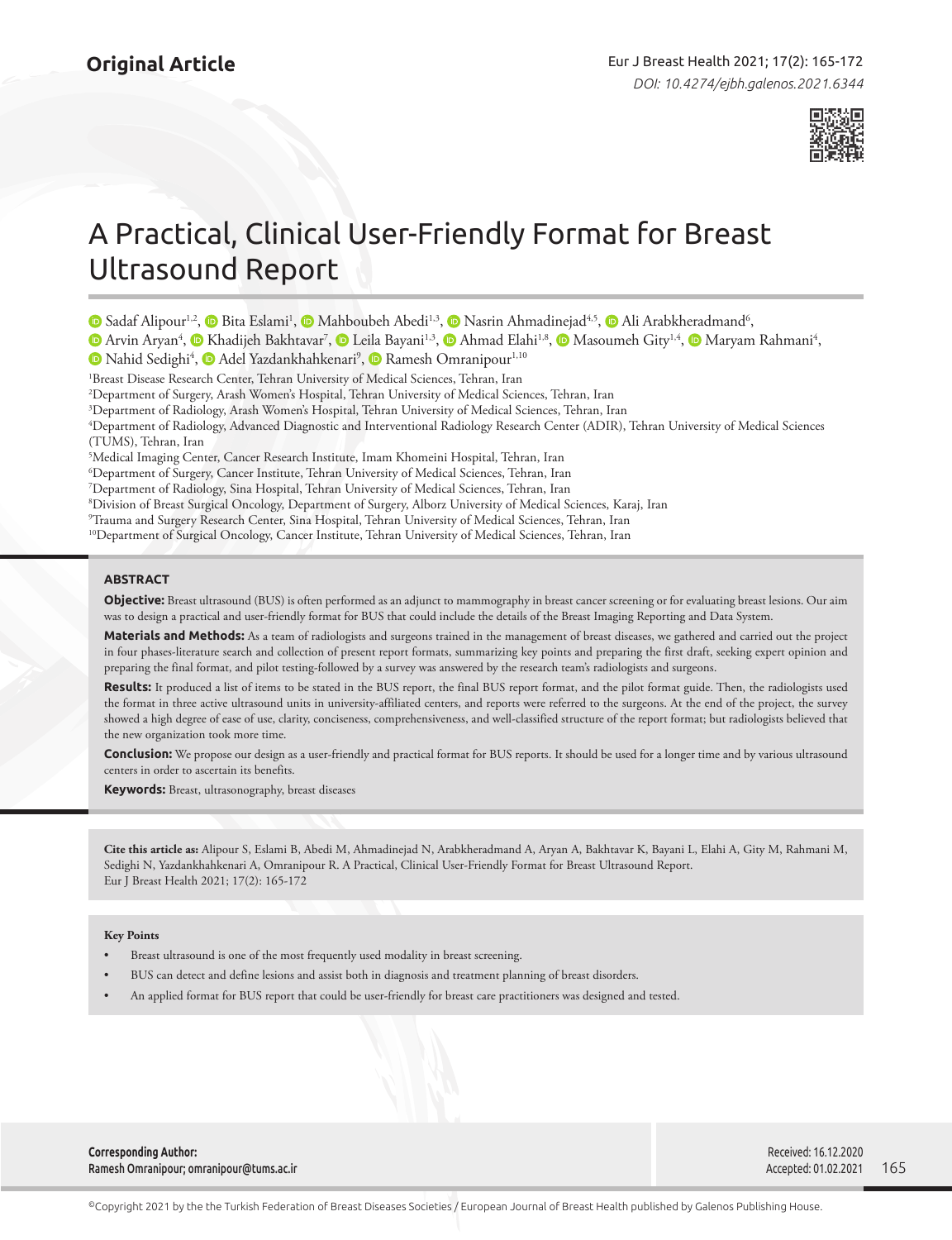Original Article

# A Practical, Clinical User-Friendly Format for Breast Ultrasound Report

Sadaf Alipour[1,2], Bita Eslami[1], Mahboubeh Abedi[1,3], Nasrin Ahmadinejad[4,5], Ali Arabkheradmand[6], Arvin Aryan[4], Khadijeh Bakhtavar[7], Leila Bayani[1,3], Ahmad Elahi[1,8], Masoumeh Gity[1,4], Maryam Rahmani[4], Nahid Sedighi[4], Adel Yazdankhahkenari[9], Ramesh Omranipour[1,10]

[1]Breast Disease Research Center, Tehran University of Medical Sciences, Tehran, Iran
[2]Department of Surgery, Arash Women's Hospital, Tehran University of Medical Sciences, Tehran, Iran
[3]Department of Radiology, Arash Women's Hospital, Tehran University of Medical Sciences, Tehran, Iran
[4]Department of Radiology, Advanced Diagnostic and Interventional Radiology Research Center (ADIR), Tehran University of Medical Sciences (TUMS), Tehran, Iran
[5]Medical Imaging Center, Cancer Research Institute, Imam Khomeini Hospital, Tehran, Iran
[6]Department of Surgery, Cancer Institute, Tehran University of Medical Sciences, Tehran, Iran
[7]Department of Radiology, Sina Hospital, Tehran University of Medical Sciences, Tehran, Iran
[8]Division of Breast Surgical Oncology, Department of Surgery, Alborz University of Medical Sciences, Karaj, Iran
[9]Trauma and Surgery Research Center, Sina Hospital, Tehran University of Medical Sciences, Tehran, Iran
[10]Department of Surgical Oncology, Cancer Institute, Tehran University of Medical Sciences, Tehran, Iran

## ABSTRACT

**Objective:** Breast ultrasound (BUS) is often performed as an adjunct to mammography in breast cancer screening or for evaluating breast lesions. Our aim was to design a practical and user-friendly format for BUS that could include the details of the Breast Imaging Reporting and Data System.

**Materials and Methods:** As a team of radiologists and surgeons trained in the management of breast diseases, we gathered and carried out the project in four phases-literature search and collection of present report formats, summarizing key points and preparing the first draft, seeking expert opinion and preparing the final format, and pilot testing-followed by a survey was answered by the research team's radiologists and surgeons.

**Results:** It produced a list of items to be stated in the BUS report, the final BUS report format, and the pilot format guide. Then, the radiologists used the format in three active ultrasound units in university-affiliated centers, and reports were referred to the surgeons. At the end of the project, the survey showed a high degree of ease of use, clarity, conciseness, comprehensiveness, and well-classified structure of the report format; but radiologists believed that the new organization took more time.

**Conclusion:** We propose our design as a user-friendly and practical format for BUS reports. It should be used for a longer time and by various ultrasound centers in order to ascertain its benefits.

**Keywords:** Breast, ultrasonography, breast diseases

**Cite this article as:** Alipour S, Eslami B, Abedi M, Ahmadinejad N, Arabkheradmand A, Aryan A, Bakhtavar K, Bayani L, Elahi A, Gity M, Rahmani M, Sedighi N, Yazdankhahkenari A, Omranipour R. A Practical, Clinical User-Friendly Format for Breast Ultrasound Report. Eur J Breast Health 2021; 17(2): 165-172

**Key Points**

- Breast ultrasound is one of the most frequently used modality in breast screening.
- BUS can detect and define lesions and assist both in diagnosis and treatment planning of breast disorders.
- An applied format for BUS report that could be user-friendly for breast care practitioners was designed and tested.

**Corresponding Author:**
Ramesh Omranipour; omranipour@tums.ac.ir

Received: 16.12.2020
Accepted: 01.02.2021

©Copyright 2021 by the the Turkish Federation of Breast Diseases Societies / European Journal of Breast Health published by Galenos Publishing House.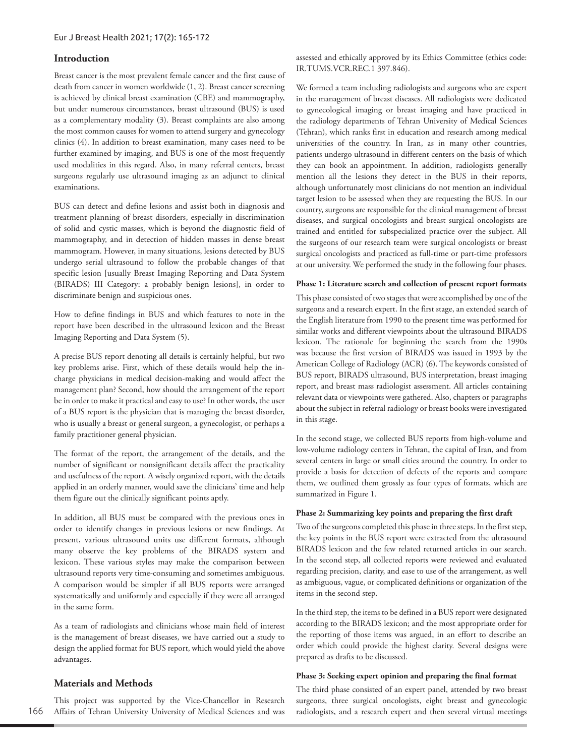## Introduction

Breast cancer is the most prevalent female cancer and the first cause of death from cancer in women worldwide (1, 2). Breast cancer screening is achieved by clinical breast examination (CBE) and mammography, but under numerous circumstances, breast ultrasound (BUS) is used as a complementary modality (3). Breast complaints are also among the most common causes for women to attend surgery and gynecology clinics (4). In addition to breast examination, many cases need to be further examined by imaging, and BUS is one of the most frequently used modalities in this regard. Also, in many referral centers, breast surgeons regularly use ultrasound imaging as an adjunct to clinical examinations.

BUS can detect and define lesions and assist both in diagnosis and treatment planning of breast disorders, especially in discrimination of solid and cystic masses, which is beyond the diagnostic field of mammography, and in detection of hidden masses in dense breast mammogram. However, in many situations, lesions detected by BUS undergo serial ultrasound to follow the probable changes of that specific lesion [usually Breast Imaging Reporting and Data System (BIRADS) III Category: a probably benign lesions], in order to discriminate benign and suspicious ones.

How to define findings in BUS and which features to note in the report have been described in the ultrasound lexicon and the Breast Imaging Reporting and Data System (5).

A precise BUS report denoting all details is certainly helpful, but two key problems arise. First, which of these details would help the in-charge physicians in medical decision-making and would affect the management plan? Second, how should the arrangement of the report be in order to make it practical and easy to use? In other words, the user of a BUS report is the physician that is managing the breast disorder, who is usually a breast or general surgeon, a gynecologist, or perhaps a family practitioner general physician.

The format of the report, the arrangement of the details, and the number of significant or nonsignificant details affect the practicality and usefulness of the report. A wisely organized report, with the details applied in an orderly manner, would save the clinicians' time and help them figure out the clinically significant points aptly.

In addition, all BUS must be compared with the previous ones in order to identify changes in previous lesions or new findings. At present, various ultrasound units use different formats, although many observe the key problems of the BIRADS system and lexicon. These various styles may make the comparison between ultrasound reports very time-consuming and sometimes ambiguous. A comparison would be simpler if all BUS reports were arranged systematically and uniformly and especially if they were all arranged in the same form.

As a team of radiologists and clinicians whose main field of interest is the management of breast diseases, we have carried out a study to design the applied format for BUS report, which would yield the above advantages.

## Materials and Methods

This project was supported by the Vice-Chancellor in Research Affairs of Tehran University University of Medical Sciences and was assessed and ethically approved by its Ethics Committee (ethics code: IR.TUMS.VCR.REC.1 397.846).

We formed a team including radiologists and surgeons who are expert in the management of breast diseases. All radiologists were dedicated to gynecological imaging or breast imaging and have practiced in the radiology departments of Tehran University of Medical Sciences (Tehran), which ranks first in education and research among medical universities of the country. In Iran, as in many other countries, patients undergo ultrasound in different centers on the basis of which they can book an appointment. In addition, radiologists generally mention all the lesions they detect in the BUS in their reports, although unfortunately most clinicians do not mention an individual target lesion to be assessed when they are requesting the BUS. In our country, surgeons are responsible for the clinical management of breast diseases, and surgical oncologists and breast surgical oncologists are trained and entitled for subspecialized practice over the subject. All the surgeons of our research team were surgical oncologists or breast surgical oncologists and practiced as full-time or part-time professors at our university. We performed the study in the following four phases.

#### Phase 1: Literature search and collection of present report formats

This phase consisted of two stages that were accomplished by one of the surgeons and a research expert. In the first stage, an extended search of the English literature from 1990 to the present time was performed for similar works and different viewpoints about the ultrasound BIRADS lexicon. The rationale for beginning the search from the 1990s was because the first version of BIRADS was issued in 1993 by the American College of Radiology (ACR) (6). The keywords consisted of BUS report, BIRADS ultrasound, BUS interpretation, breast imaging report, and breast mass radiologist assessment. All articles containing relevant data or viewpoints were gathered. Also, chapters or paragraphs about the subject in referral radiology or breast books were investigated in this stage.

In the second stage, we collected BUS reports from high-volume and low-volume radiology centers in Tehran, the capital of Iran, and from several centers in large or small cities around the country. In order to provide a basis for detection of defects of the reports and compare them, we outlined them grossly as four types of formats, which are summarized in Figure 1.

#### Phase 2: Summarizing key points and preparing the first draft

Two of the surgeons completed this phase in three steps. In the first step, the key points in the BUS report were extracted from the ultrasound BIRADS lexicon and the few related returned articles in our search. In the second step, all collected reports were reviewed and evaluated regarding precision, clarity, and ease to use of the arrangement, as well as ambiguous, vague, or complicated definitions or organization of the items in the second step.

In the third step, the items to be defined in a BUS report were designated according to the BIRADS lexicon; and the most appropriate order for the reporting of those items was argued, in an effort to describe an order which could provide the highest clarity. Several designs were prepared as drafts to be discussed.

#### Phase 3: Seeking expert opinion and preparing the final format

The third phase consisted of an expert panel, attended by two breast surgeons, three surgical oncologists, eight breast and gynecologic radiologists, and a research expert and then several virtual meetings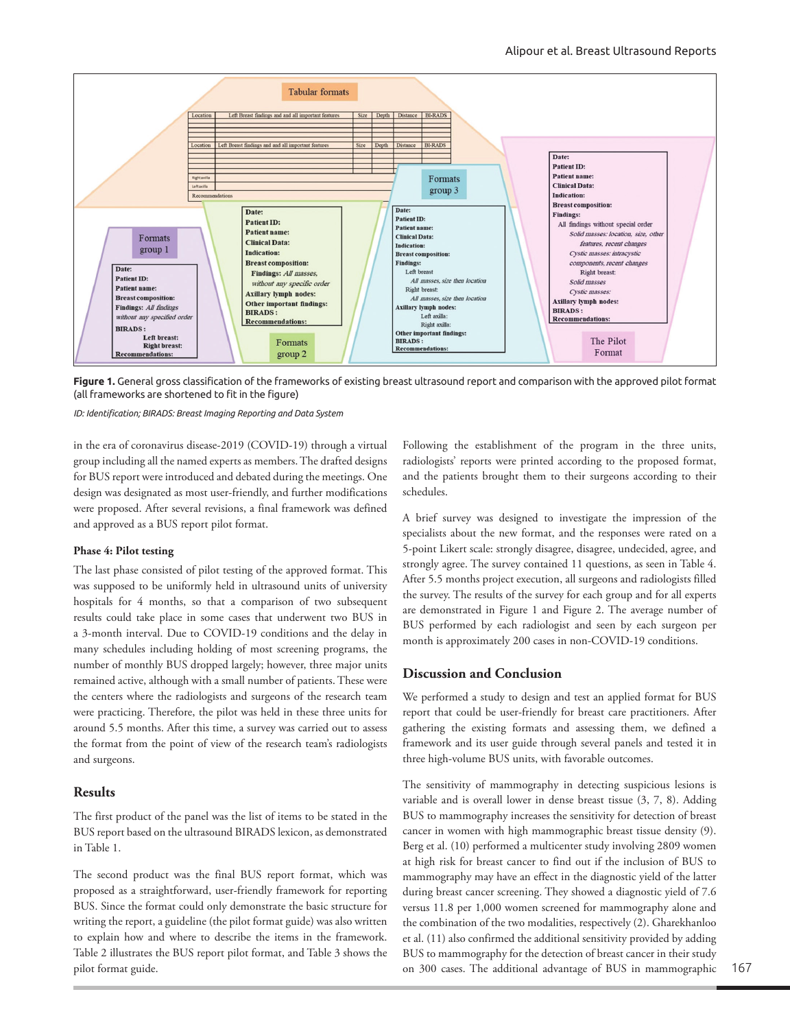**Figure 1.** General gross classification of the frameworks of existing breast ultrasound report and comparison with the approved pilot format (all frameworks are shortened to fit in the figure)

*ID: Identification; BIRADS: Breast Imaging Reporting and Data System*

in the era of coronavirus disease-2019 (COVID-19) through a virtual group including all the named experts as members. The drafted designs for BUS report were introduced and debated during the meetings. One design was designated as most user-friendly, and further modifications were proposed. After several revisions, a final framework was defined and approved as a BUS report pilot format.

### Phase 4: Pilot testing

The last phase consisted of pilot testing of the approved format. This was supposed to be uniformly held in ultrasound units of university hospitals for 4 months, so that a comparison of two subsequent results could take place in women that underwent two BUS in a 3-month interval. Due to COVID-19 conditions and the delay in many schedules including holding of most screening programs, the number of monthly BUS dropped largely; however, three major units remained active, although with a small number of patients. These were the centers where the radiologists and surgeons of the research team were practicing. Therefore, the pilot was held in these three units for around 5.5 months. After this time, a survey was carried out to assess the format from the point of view of the research team's radiologists and surgeons.

## Results

The first product of the panel was the list of items to be stated in the BUS report based on the ultrasound BIRADS lexicon, as demonstrated in Table 1.

The second product was the final BUS report format, which was proposed as a straightforward, user-friendly framework for reporting BUS. Since the format could only demonstrate the basic structure for writing the report, a guideline (the pilot format guide) was also written to explain how and where to describe the items in the framework. Table 2 illustrates the BUS report pilot format, and Table 3 shows the pilot format guide.

Following the establishment of the program in the three units, radiologists' reports were printed according to the proposed format, and the patients brought them to their surgeons according to their schedules.

A brief survey was designed to investigate the impression of the specialists about the new format, and the responses were rated on a 5-point Likert scale: strongly disagree, disagree, undecided, agree, and strongly agree. The survey contained 11 questions, as seen in Table 4. After 5.5 months project execution, all surgeons and radiologists filled the survey. The results of the survey for each group and for all experts are demonstrated in Figure 1 and Figure 2. The average number of BUS performed by each radiologist and seen by each surgeon per month is approximately 200 cases in non-COVID-19 conditions.

## Discussion and Conclusion

We performed a study to design and test an applied format for BUS report that could be user-friendly for breast care practitioners. After gathering the existing formats and assessing them, we defined a framework and its user guide through several panels and tested it in three high-volume BUS units, with favorable outcomes.

The sensitivity of mammography in detecting suspicious lesions is variable and is overall lower in dense breast tissue (3, 7, 8). Adding BUS to mammography increases the sensitivity for detection of breast cancer in women with high mammographic breast tissue density (9). Berg et al. (10) performed a multicenter study involving 2809 women at high risk for breast cancer to find out if the inclusion of BUS to mammography may have an effect in the diagnostic yield of the latter during breast cancer screening. They showed a diagnostic yield of 7.6 versus 11.8 per 1,000 women screened for mammography alone and the combination of the two modalities, respectively (2). Gharekhanloo et al. (11) also confirmed the additional sensitivity provided by adding BUS to mammography for the detection of breast cancer in their study on 300 cases. The additional advantage of BUS in mammographic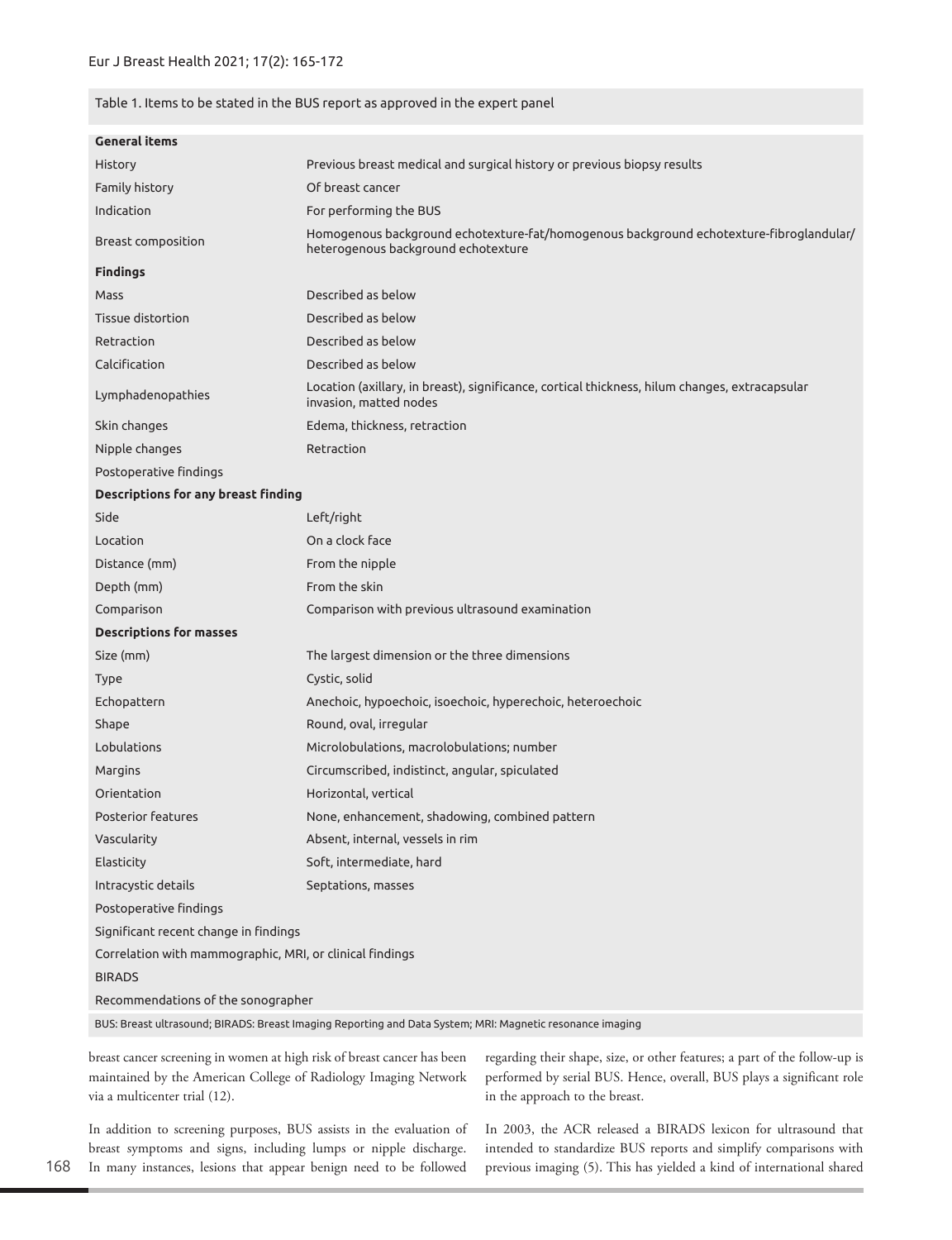Table 1. Items to be stated in the BUS report as approved in the expert panel

| | |
|---|---|
| **General items** | |
| History | Previous breast medical and surgical history or previous biopsy results |
| Family history | Of breast cancer |
| Indication | For performing the BUS |
| Breast composition | Homogenous background echotexture-fat/homogenous background echotexture-fibroglandular/heterogenous background echotexture |
| **Findings** | |
| Mass | Described as below |
| Tissue distortion | Described as below |
| Retraction | Described as below |
| Calcification | Described as below |
| Lymphadenopathies | Location (axillary, in breast), significance, cortical thickness, hilum changes, extracapsular invasion, matted nodes |
| Skin changes | Edema, thickness, retraction |
| Nipple changes | Retraction |
| Postoperative findings | |
| **Descriptions for any breast finding** | |
| Side | Left/right |
| Location | On a clock face |
| Distance (mm) | From the nipple |
| Depth (mm) | From the skin |
| Comparison | Comparison with previous ultrasound examination |
| **Descriptions for masses** | |
| Size (mm) | The largest dimension or the three dimensions |
| Type | Cystic, solid |
| Echopattern | Anechoic, hypoechoic, isoechoic, hyperechoic, heteroechoic |
| Shape | Round, oval, irregular |
| Lobulations | Microlobulations, macrolobulations; number |
| Margins | Circumscribed, indistinct, angular, spiculated |
| Orientation | Horizontal, vertical |
| Posterior features | None, enhancement, shadowing, combined pattern |
| Vascularity | Absent, internal, vessels in rim |
| Elasticity | Soft, intermediate, hard |
| Intracystic details | Septations, masses |
| Postoperative findings | |
| Significant recent change in findings | |
| Correlation with mammographic, MRI, or clinical findings | |
| BIRADS | |
| Recommendations of the sonographer | |

BUS: Breast ultrasound; BIRADS: Breast Imaging Reporting and Data System; MRI: Magnetic resonance imaging

breast cancer screening in women at high risk of breast cancer has been maintained by the American College of Radiology Imaging Network via a multicenter trial (12).

In addition to screening purposes, BUS assists in the evaluation of breast symptoms and signs, including lumps or nipple discharge. In many instances, lesions that appear benign need to be followed regarding their shape, size, or other features; a part of the follow-up is performed by serial BUS. Hence, overall, BUS plays a significant role in the approach to the breast.

In 2003, the ACR released a BIRADS lexicon for ultrasound that intended to standardize BUS reports and simplify comparisons with previous imaging (5). This has yielded a kind of international shared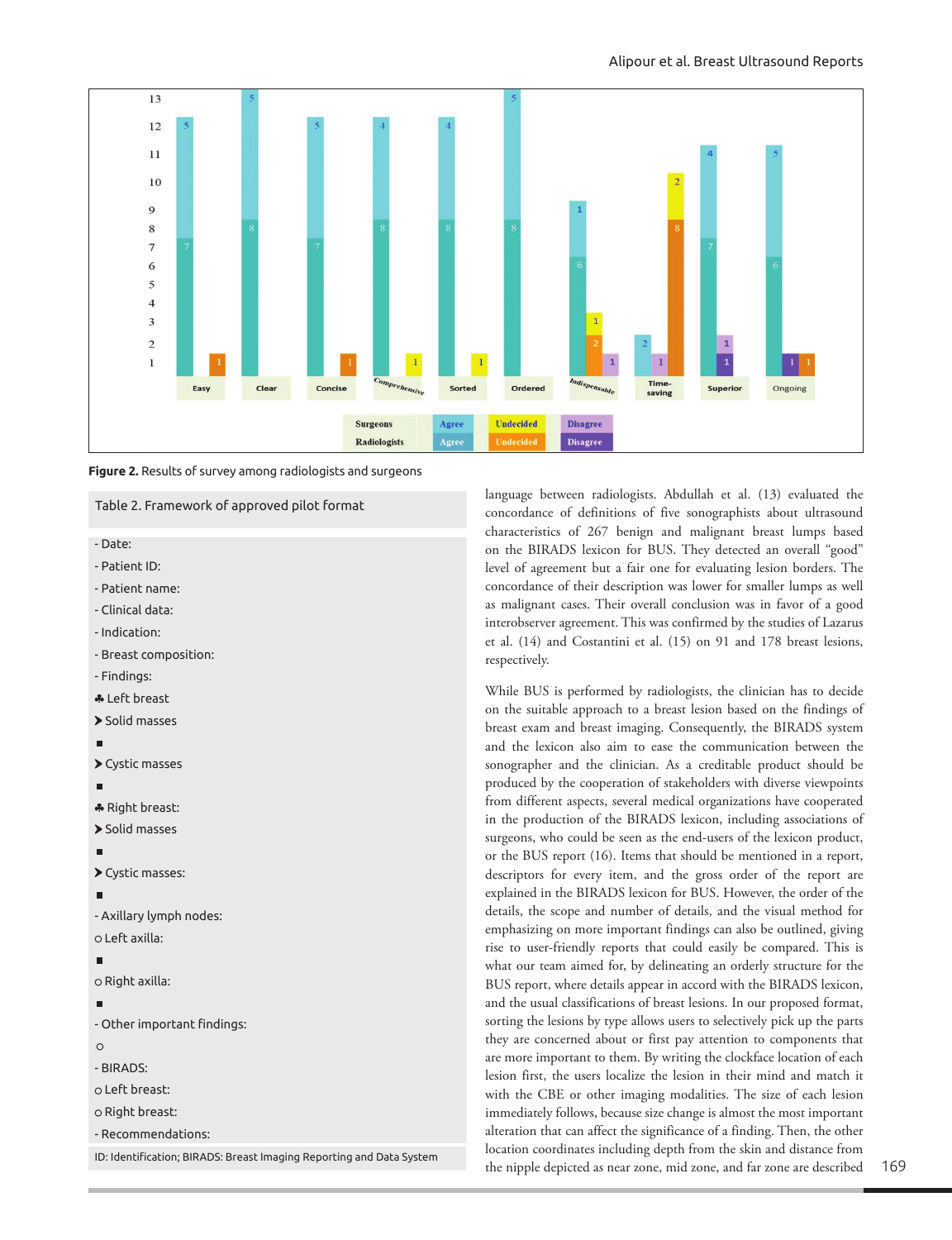Figure 2. Results of survey among radiologists and surgeons

Table 2. Framework of approved pilot format

- Date:
- Patient ID:
- Patient name:
- Clinical data:
- Indication:
- Breast composition:
- Findings:

♣ Left breast

➤ Solid masses

■

➤ Cystic masses

■

♣ Right breast:

➤ Solid masses

■

➤ Cystic masses:

■

- Axillary lymph nodes:

○ Left axilla:

■

○ Right axilla:

■

- Other important findings:

○

- BIRADS:

○ Left breast:

○ Right breast:

- Recommendations:

ID: Identification; BIRADS: Breast Imaging Reporting and Data System

language between radiologists. Abdullah et al. (13) evaluated the concordance of definitions of five sonographists about ultrasound characteristics of 267 benign and malignant breast lumps based on the BIRADS lexicon for BUS. They detected an overall "good" level of agreement but a fair one for evaluating lesion borders. The concordance of their description was lower for smaller lumps as well as malignant cases. Their overall conclusion was in favor of a good interobserver agreement. This was confirmed by the studies of Lazarus et al. (14) and Costantini et al. (15) on 91 and 178 breast lesions, respectively.

While BUS is performed by radiologists, the clinician has to decide on the suitable approach to a breast lesion based on the findings of breast exam and breast imaging. Consequently, the BIRADS system and the lexicon also aim to ease the communication between the sonographer and the clinician. As a creditable product should be produced by the cooperation of stakeholders with diverse viewpoints from different aspects, several medical organizations have cooperated in the production of the BIRADS lexicon, including associations of surgeons, who could be seen as the end-users of the lexicon product, or the BUS report (16). Items that should be mentioned in a report, descriptors for every item, and the gross order of the report are explained in the BIRADS lexicon for BUS. However, the order of the details, the scope and number of details, and the visual method for emphasizing on more important findings can also be outlined, giving rise to user-friendly reports that could easily be compared. This is what our team aimed for, by delineating an orderly structure for the BUS report, where details appear in accord with the BIRADS lexicon, and the usual classifications of breast lesions. In our proposed format, sorting the lesions by type allows users to selectively pick up the parts they are concerned about or first pay attention to components that are more important to them. By writing the clockface location of each lesion first, the users localize the lesion in their mind and match it with the CBE or other imaging modalities. The size of each lesion immediately follows, because size change is almost the most important alteration that can affect the significance of a finding. Then, the other location coordinates including depth from the skin and distance from the nipple depicted as near zone, mid zone, and far zone are described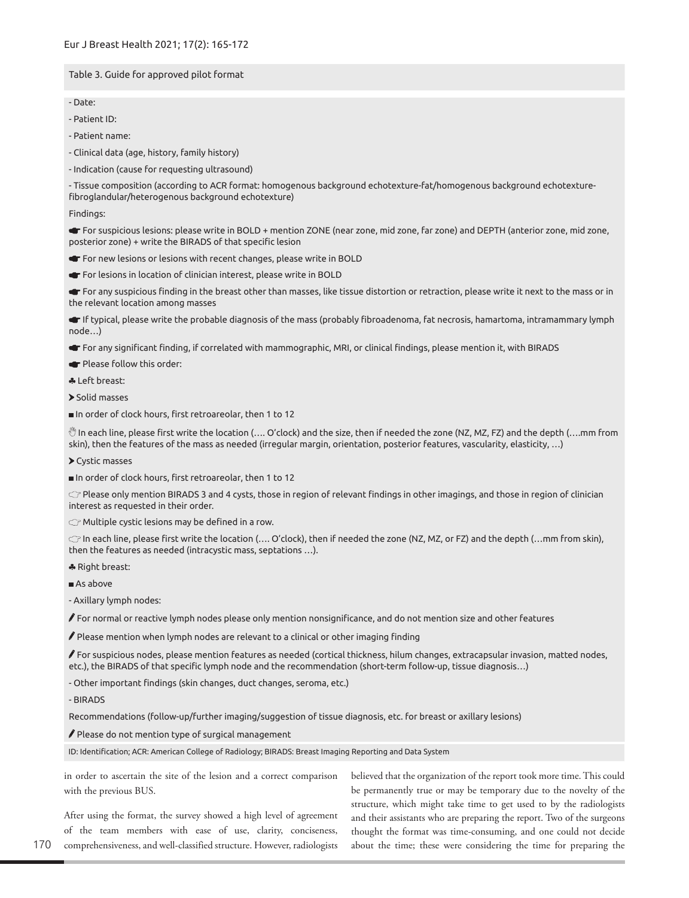Table 3. Guide for approved pilot format

- Date:
- Patient ID:
- Patient name:
- Clinical data (age, history, family history)
- Indication (cause for requesting ultrasound)
- Tissue composition (according to ACR format: homogenous background echotexture-fat/homogenous background echotexture-fibroglandular/heterogenous background echotexture)

Findings:

☛ For suspicious lesions: please write in BOLD + mention ZONE (near zone, mid zone, far zone) and DEPTH (anterior zone, mid zone, posterior zone) + write the BIRADS of that specific lesion

☛ For new lesions or lesions with recent changes, please write in BOLD

☛ For lesions in location of clinician interest, please write in BOLD

☛ For any suspicious finding in the breast other than masses, like tissue distortion or retraction, please write it next to the mass or in the relevant location among masses

☛ If typical, please write the probable diagnosis of the mass (probably fibroadenoma, fat necrosis, hamartoma, intramammary lymph node…)

☛ For any significant finding, if correlated with mammographic, MRI, or clinical findings, please mention it, with BIRADS

☛ Please follow this order:

♣ Left breast:

➤ Solid masses

■ In order of clock hours, first retroareolar, then 1 to 12

☝ In each line, please first write the location (…. O'clock) and the size, then if needed the zone (NZ, MZ, FZ) and the depth (….mm from skin), then the features of the mass as needed (irregular margin, orientation, posterior features, vascularity, elasticity, …)

➤ Cystic masses

■ In order of clock hours, first retroareolar, then 1 to 12

☞ Please only mention BIRADS 3 and 4 cysts, those in region of relevant findings in other imagings, and those in region of clinician interest as requested in their order.

☞ Multiple cystic lesions may be defined in a row.

☞ In each line, please first write the location (…. O'clock), then if needed the zone (NZ, MZ, or FZ) and the depth (…mm from skin), then the features as needed (intracystic mass, septations …).

♣ Right breast:

■ As above

- Axillary lymph nodes:

✎ For normal or reactive lymph nodes please only mention nonsignificance, and do not mention size and other features

✎ Please mention when lymph nodes are relevant to a clinical or other imaging finding

✎ For suspicious nodes, please mention features as needed (cortical thickness, hilum changes, extracapsular invasion, matted nodes, etc.), the BIRADS of that specific lymph node and the recommendation (short-term follow-up, tissue diagnosis…)

- Other important findings (skin changes, duct changes, seroma, etc.)
- BIRADS

Recommendations (follow-up/further imaging/suggestion of tissue diagnosis, etc. for breast or axillary lesions)

✎ Please do not mention type of surgical management

ID: Identification; ACR: American College of Radiology; BIRADS: Breast Imaging Reporting and Data System

in order to ascertain the site of the lesion and a correct comparison with the previous BUS.

After using the format, the survey showed a high level of agreement of the team members with ease of use, clarity, conciseness, comprehensiveness, and well-classified structure. However, radiologists believed that the organization of the report took more time. This could be permanently true or may be temporary due to the novelty of the structure, which might take time to get used to by the radiologists and their assistants who are preparing the report. Two of the surgeons thought the format was time-consuming, and one could not decide about the time; these were considering the time for preparing the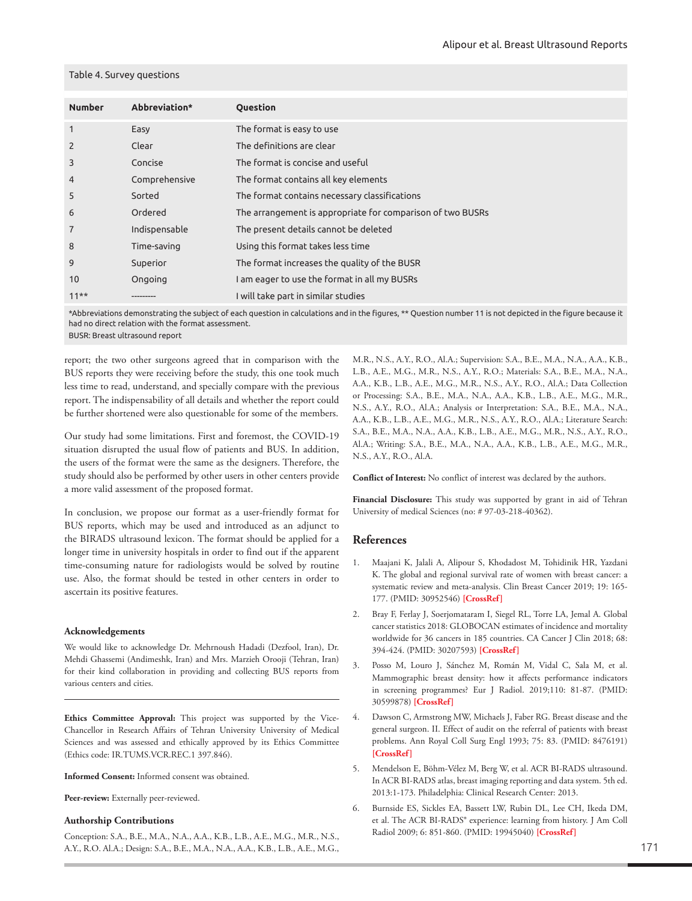Table 4. Survey questions

| Number | Abbreviation* | Question |
|---|---|---|
| 1 | Easy | The format is easy to use |
| 2 | Clear | The definitions are clear |
| 3 | Concise | The format is concise and useful |
| 4 | Comprehensive | The format contains all key elements |
| 5 | Sorted | The format contains necessary classifications |
| 6 | Ordered | The arrangement is appropriate for comparison of two BUSRs |
| 7 | Indispensable | The present details cannot be deleted |
| 8 | Time-saving | Using this format takes less time |
| 9 | Superior | The format increases the quality of the BUSR |
| 10 | Ongoing | I am eager to use the format in all my BUSRs |
| 11** | --------- | I will take part in similar studies |

*Abbreviations demonstrating the subject of each question in calculations and in the figures, ** Question number 11 is not depicted in the figure because it had no direct relation with the format assessment.
BUSR: Breast ultrasound report

report; the two other surgeons agreed that in comparison with the BUS reports they were receiving before the study, this one took much less time to read, understand, and specially compare with the previous report. The indispensability of all details and whether the report could be further shortened were also questionable for some of the members.

Our study had some limitations. First and foremost, the COVID-19 situation disrupted the usual flow of patients and BUS. In addition, the users of the format were the same as the designers. Therefore, the study should also be performed by other users in other centers provide a more valid assessment of the proposed format.

In conclusion, we propose our format as a user-friendly format for BUS reports, which may be used and introduced as an adjunct to the BIRADS ultrasound lexicon. The format should be applied for a longer time in university hospitals in order to find out if the apparent time-consuming nature for radiologists would be solved by routine use. Also, the format should be tested in other centers in order to ascertain its positive features.

## Acknowledgements

We would like to acknowledge Dr. Mehrnoush Hadadi (Dezfool, Iran), Dr. Mehdi Ghassemi (Andimeshk, Iran) and Mrs. Marzieh Orooji (Tehran, Iran) for their kind collaboration in providing and collecting BUS reports from various centers and cities.

**Ethics Committee Approval:** This project was supported by the Vice-Chancellor in Research Affairs of Tehran University University of Medical Sciences and was assessed and ethically approved by its Ethics Committee (Ethics code: IR.TUMS.VCR.REC.1 397.846).

**Informed Consent:** Informed consent was obtained.

**Peer-review:** Externally peer-reviewed.

## Authorship Contributions

Conception: S.A., B.E., M.A., N.A., A.A., K.B., L.B., A.E., M.G., M.R., N.S., A.Y., R.O. Al.A.; Design: S.A., B.E., M.A., N.A., A.A., K.B., L.B., A.E., M.G., M.R., N.S., A.Y., R.O., Al.A.; Supervision: S.A., B.E., M.A., N.A., A.A., K.B., L.B., A.E., M.G., M.R., N.S., A.Y., R.O.; Materials: S.A., B.E., M.A., N.A., A.A., K.B., L.B., A.E., M.G., M.R., N.S., A.Y., R.O., Al.A.; Data Collection or Processing: S.A., B.E., M.A., N.A., A.A., K.B., L.B., A.E., M.G., M.R., N.S., A.Y., R.O., Al.A.; Analysis or Interpretation: S.A., B.E., M.A., N.A., A.A., K.B., L.B., A.E., M.G., M.R., N.S., A.Y., R.O., Al.A.; Literature Search: S.A., B.E., M.A., N.A., A.A., K.B., L.B., A.E., M.G., M.R., N.S., A.Y., R.O., Al.A.; Writing: S.A., B.E., M.A., N.A., A.A., K.B., L.B., A.E., M.G., M.R., N.S., A.Y., R.O., Al.A.

**Conflict of Interest:** No conflict of interest was declared by the authors.

**Financial Disclosure:** This study was supported by grant in aid of Tehran University of medical Sciences (no: # 97-03-218-40362).

## References

1. Maajani K, Jalali A, Alipour S, Khodadost M, Tohidinik HR, Yazdani K. The global and regional survival rate of women with breast cancer: a systematic review and meta-analysis. Clin Breast Cancer 2019; 19: 165-177. (PMID: 30952546) [CrossRef]
2. Bray F, Ferlay J, Soerjomataram I, Siegel RL, Torre LA, Jemal A. Global cancer statistics 2018: GLOBOCAN estimates of incidence and mortality worldwide for 36 cancers in 185 countries. CA Cancer J Clin 2018; 68: 394-424. (PMID: 30207593) [CrossRef]
3. Posso M, Louro J, Sánchez M, Román M, Vidal C, Sala M, et al. Mammographic breast density: how it affects performance indicators in screening programmes? Eur J Radiol. 2019;110: 81-87. (PMID: 30599878) [CrossRef]
4. Dawson C, Armstrong MW, Michaels J, Faber RG. Breast disease and the general surgeon. II. Effect of audit on the referral of patients with breast problems. Ann Royal Coll Surg Engl 1993; 75: 83. (PMID: 8476191) [CrossRef]
5. Mendelson E, Böhm-Vélez M, Berg W, et al. ACR BI-RADS ultrasound. In ACR BI-RADS atlas, breast imaging reporting and data system. 5th ed. 2013:1-173. Philadelphia: Clinical Research Center: 2013.
6. Burnside ES, Sickles EA, Bassett LW, Rubin DL, Lee CH, Ikeda DM, et al. The ACR BI-RADS® experience: learning from history. J Am Coll Radiol 2009; 6: 851-860. (PMID: 19945040) [CrossRef]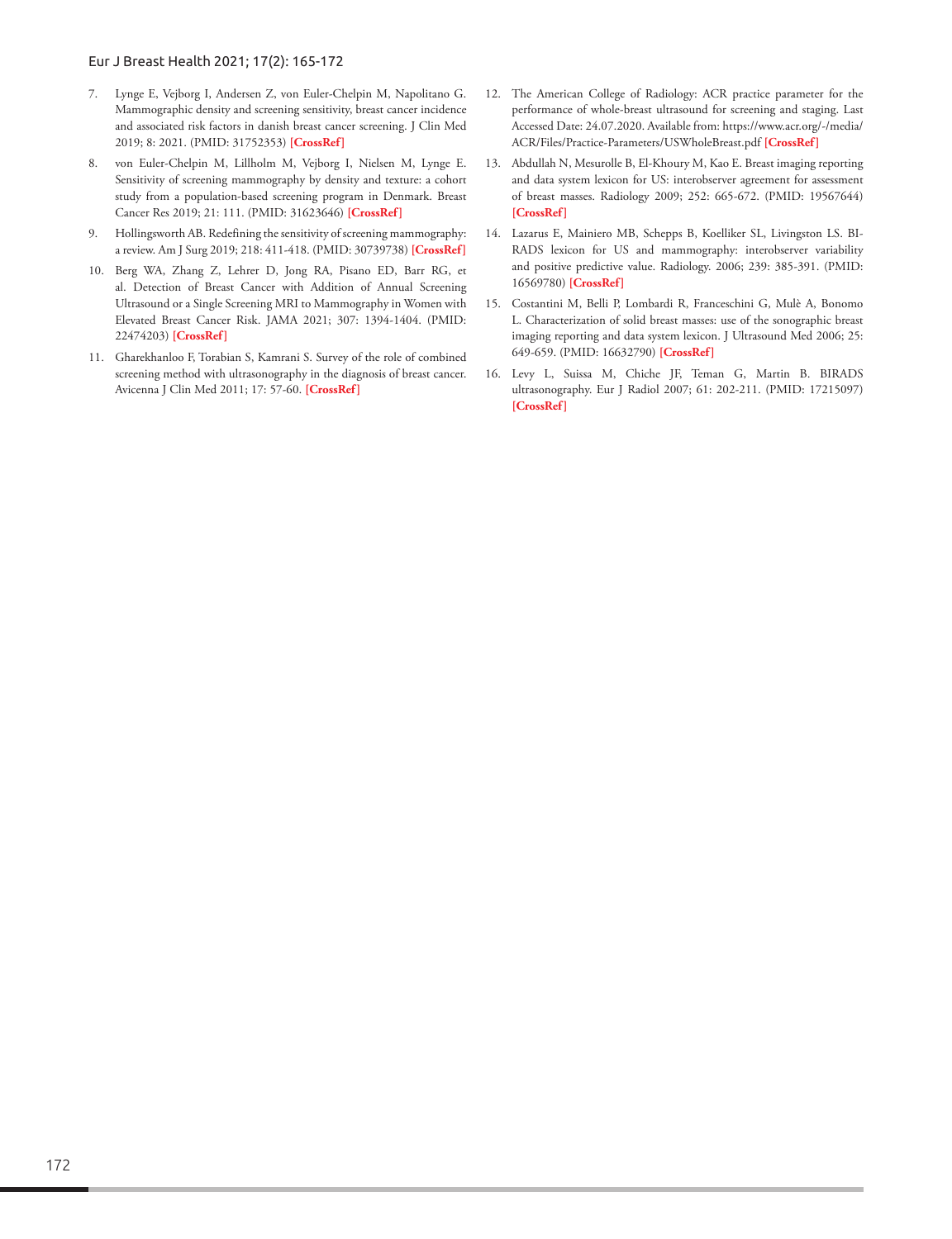7. Lynge E, Vejborg I, Andersen Z, von Euler-Chelpin M, Napolitano G. Mammographic density and screening sensitivity, breast cancer incidence and associated risk factors in danish breast cancer screening. J Clin Med 2019; 8: 2021. (PMID: 31752353) [CrossRef]
8. von Euler-Chelpin M, Lillholm M, Vejborg I, Nielsen M, Lynge E. Sensitivity of screening mammography by density and texture: a cohort study from a population-based screening program in Denmark. Breast Cancer Res 2019; 21: 111. (PMID: 31623646) [CrossRef]
9. Hollingsworth AB. Redefining the sensitivity of screening mammography: a review. Am J Surg 2019; 218: 411-418. (PMID: 30739738) [CrossRef]
10. Berg WA, Zhang Z, Lehrer D, Jong RA, Pisano ED, Barr RG, et al. Detection of Breast Cancer with Addition of Annual Screening Ultrasound or a Single Screening MRI to Mammography in Women with Elevated Breast Cancer Risk. JAMA 2021; 307: 1394-1404. (PMID: 22474203) [CrossRef]
11. Gharekhanloo F, Torabian S, Kamrani S. Survey of the role of combined screening method with ultrasonography in the diagnosis of breast cancer. Avicenna J Clin Med 2011; 17: 57-60. [CrossRef]
12. The American College of Radiology: ACR practice parameter for the performance of whole-breast ultrasound for screening and staging. Last Accessed Date: 24.07.2020. Available from: https://www.acr.org/-/media/ACR/Files/Practice-Parameters/USWholeBreast.pdf [CrossRef]
13. Abdullah N, Mesurolle B, El-Khoury M, Kao E. Breast imaging reporting and data system lexicon for US: interobserver agreement for assessment of breast masses. Radiology 2009; 252: 665-672. (PMID: 19567644) [CrossRef]
14. Lazarus E, Mainiero MB, Schepps B, Koelliker SL, Livingston LS. BI-RADS lexicon for US and mammography: interobserver variability and positive predictive value. Radiology. 2006; 239: 385-391. (PMID: 16569780) [CrossRef]
15. Costantini M, Belli P, Lombardi R, Franceschini G, Mulè A, Bonomo L. Characterization of solid breast masses: use of the sonographic breast imaging reporting and data system lexicon. J Ultrasound Med 2006; 25: 649-659. (PMID: 16632790) [CrossRef]
16. Levy L, Suissa M, Chiche JF, Teman G, Martin B. BIRADS ultrasonography. Eur J Radiol 2007; 61: 202-211. (PMID: 17215097) [CrossRef]